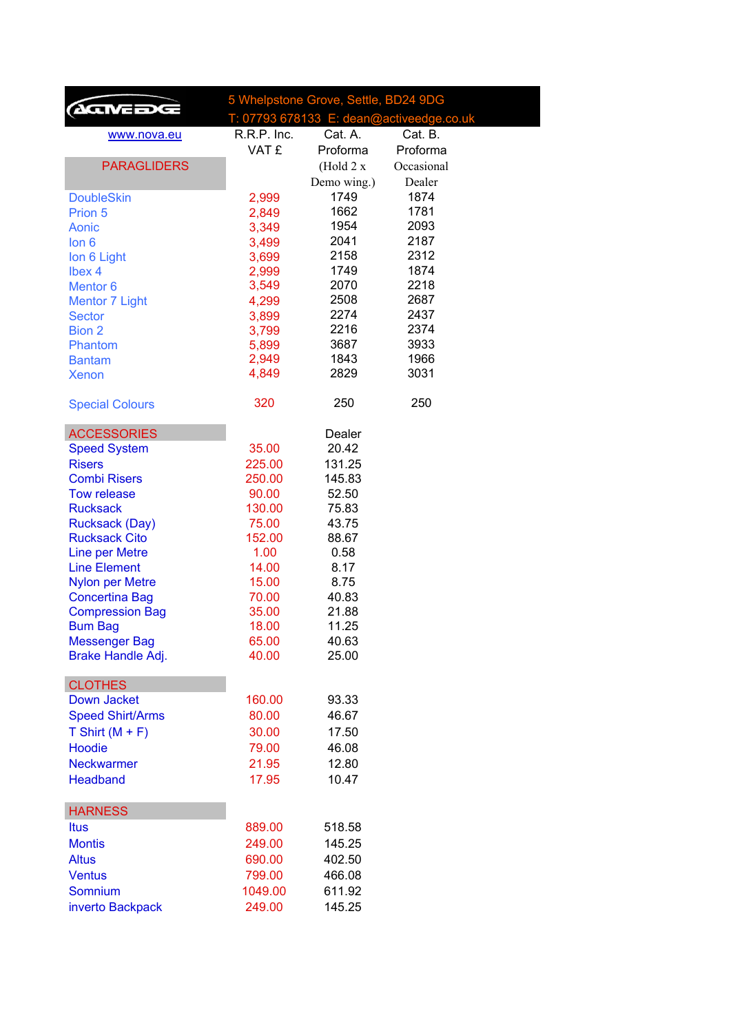ACTIVEDGE

5 Whelpstone Grove, Settle, BD24 9DG
T: 07793 678133 E: dean@activeedge.co.uk

| www.nova.eu | R.R.P. Inc. VAT £ | Cat. A. Proforma (Hold 2 x Demo wing.) | Cat. B. Proforma Occasional Dealer |
|---|---|---|---|
| **PARAGLIDERS** | | | |
| DoubleSkin | 2,999 | 1749 | 1874 |
| Prion 5 | 2,849 | 1662 | 1781 |
| Aonic | 3,349 | 1954 | 2093 |
| Ion 6 | 3,499 | 2041 | 2187 |
| Ion 6 Light | 3,699 | 2158 | 2312 |
| Ibex 4 | 2,999 | 1749 | 1874 |
| Mentor 6 | 3,549 | 2070 | 2218 |
| Mentor 7 Light | 4,299 | 2508 | 2687 |
| Sector | 3,899 | 2274 | 2437 |
| Bion 2 | 3,799 | 2216 | 2374 |
| Phantom | 5,899 | 3687 | 3933 |
| Bantam | 2,949 | 1843 | 1966 |
| Xenon | 4,849 | 2829 | 3031 |
| | | | |
| Special Colours | 320 | 250 | 250 |

| ACCESSORIES | | Dealer |
|---|---|---|
| Speed System | 35.00 | 20.42 |
| Risers | 225.00 | 131.25 |
| Combi Risers | 250.00 | 145.83 |
| Tow release | 90.00 | 52.50 |
| Rucksack | 130.00 | 75.83 |
| Rucksack (Day) | 75.00 | 43.75 |
| Rucksack Cito | 152.00 | 88.67 |
| Line per Metre | 1.00 | 0.58 |
| Line Element | 14.00 | 8.17 |
| Nylon per Metre | 15.00 | 8.75 |
| Concertina Bag | 70.00 | 40.83 |
| Compression Bag | 35.00 | 21.88 |
| Bum Bag | 18.00 | 11.25 |
| Messenger Bag | 65.00 | 40.63 |
| Brake Handle Adj. | 40.00 | 25.00 |
| **CLOTHES** | | |
| Down Jacket | 160.00 | 93.33 |
| Speed Shirt/Arms | 80.00 | 46.67 |
| T Shirt (M + F) | 30.00 | 17.50 |
| Hoodie | 79.00 | 46.08 |
| Neckwarmer | 21.95 | 12.80 |
| Headband | 17.95 | 10.47 |
| **HARNESS** | | |
| Itus | 889.00 | 518.58 |
| Montis | 249.00 | 145.25 |
| Altus | 690.00 | 402.50 |
| Ventus | 799.00 | 466.08 |
| Somnium | 1049.00 | 611.92 |
| inverto Backpack | 249.00 | 145.25 |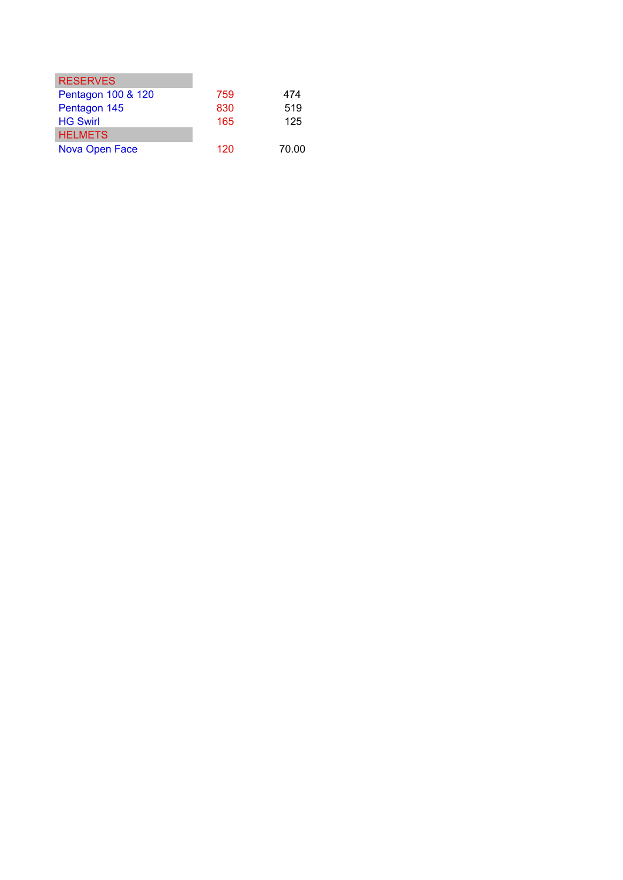| | | |
|---|---|---|
| RESERVES | | |
| Pentagon 100 & 120 | 759 | 474 |
| Pentagon 145 | 830 | 519 |
| HG Swirl | 165 | 125 |
| HELMETS | | |
| Nova Open Face | 120 | 70.00 |